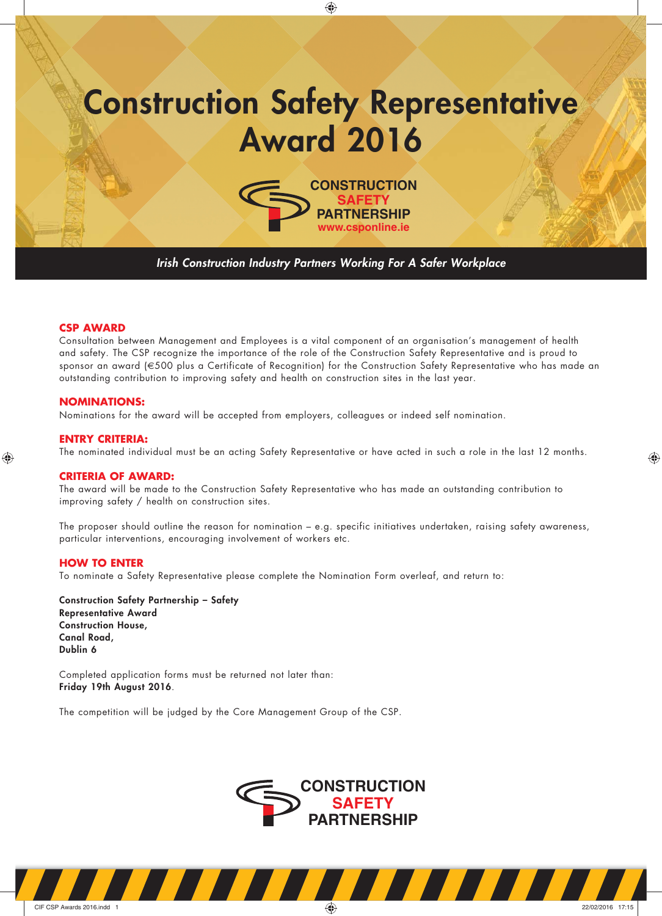# Construction Safety Representative Award 2016

CONSTRUCTION SAFETY PARTNERSHIP
www.csponline.ie

*Irish Construction Industry Partners Working For A Safer Workplace*

## CSP AWARD

Consultation between Management and Employees is a vital component of an organisation's management of health and safety. The CSP recognize the importance of the role of the Construction Safety Representative and is proud to sponsor an award (€500 plus a Certificate of Recognition) for the Construction Safety Representative who has made an outstanding contribution to improving safety and health on construction sites in the last year.

## NOMINATIONS:

Nominations for the award will be accepted from employers, colleagues or indeed self nomination.

## ENTRY CRITERIA:

The nominated individual must be an acting Safety Representative or have acted in such a role in the last 12 months.

## CRITERIA OF AWARD:

The award will be made to the Construction Safety Representative who has made an outstanding contribution to improving safety / health on construction sites.

The proposer should outline the reason for nomination – e.g. specific initiatives undertaken, raising safety awareness, particular interventions, encouraging involvement of workers etc.

## HOW TO ENTER

To nominate a Safety Representative please complete the Nomination Form overleaf, and return to:

**Construction Safety Partnership – Safety Representative Award**
**Construction House,**
**Canal Road,**
**Dublin 6**

Completed application forms must be returned not later than:
**Friday 19th August 2016**.

The competition will be judged by the Core Management Group of the CSP.

CONSTRUCTION SAFETY PARTNERSHIP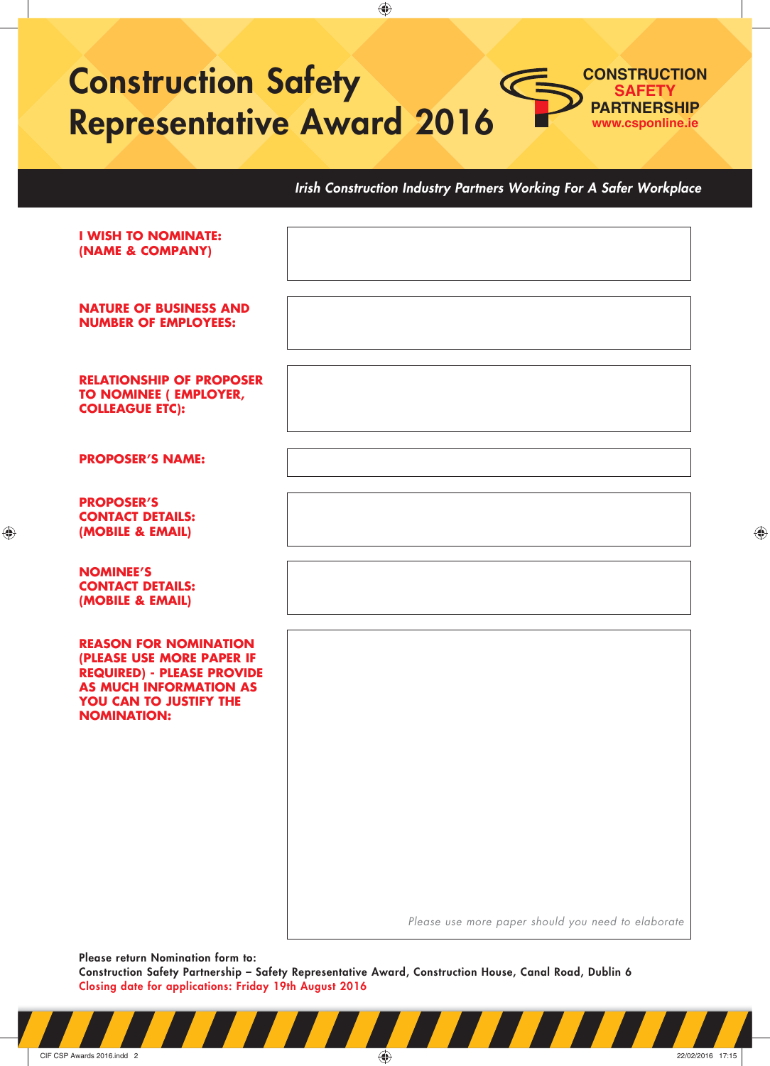# Construction Safety Representative Award 2016

CONSTRUCTION SAFETY PARTNERSHIP
www.csponline.ie

*Irish Construction Industry Partners Working For A Safer Workplace*

| | |
|---|---|
| **I WISH TO NOMINATE: (NAME & COMPANY)** | |
| **NATURE OF BUSINESS AND NUMBER OF EMPLOYEES:** | |
| **RELATIONSHIP OF PROPOSER TO NOMINEE ( EMPLOYER, COLLEAGUE ETC):** | |
| **PROPOSER'S NAME:** | |
| **PROPOSER'S CONTACT DETAILS: (MOBILE & EMAIL)** | |
| **NOMINEE'S CONTACT DETAILS: (MOBILE & EMAIL)** | |
| **REASON FOR NOMINATION (PLEASE USE MORE PAPER IF REQUIRED) - PLEASE PROVIDE AS MUCH INFORMATION AS YOU CAN TO JUSTIFY THE NOMINATION:** | *Please use more paper should you need to elaborate* |

**Please return Nomination form to:**
**Construction Safety Partnership – Safety Representative Award, Construction House, Canal Road, Dublin 6**
Closing date for applications: Friday 19th August 2016